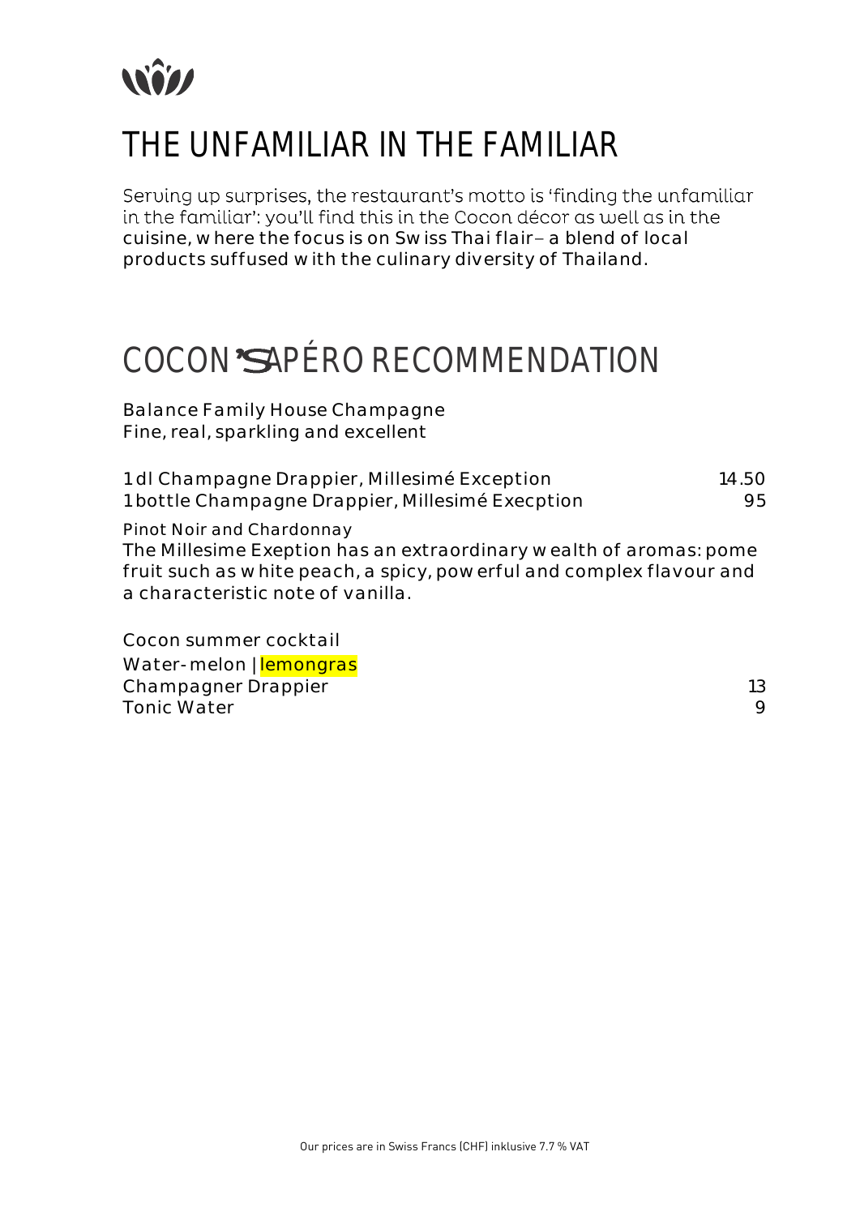# THE UNFAMILIAR IN THE FAMILIAR

Serving up surprises, the restaurant's motto is 'finding the unfamiliar in the familiar': you'll find this in the Cocon décor as well as in the cuisine, where the focus is on Swiss Thai flair – a blend of local products suffused with the culinary diversity of Thailand.

# COCON'S APÉRO RECOMMENDATION

Balance Family House Champagne
Fine, real, sparkling and excellent

| | |
|---|---|
| 1 dl Champagne Drappier, Millesimé Exception | 14.50 |
| 1 bottle Champagne Drappier, Millesimé Execption | 95 |

Pinot Noir and Chardonnay
The Millesime Exeption has an extraordinary wealth of aromas: pome fruit such as white peach, a spicy, powerful and complex flavour and a characteristic note of vanilla.

Cocon summer cocktail
Water-melon | lemongras

| | |
|---|---|
| Champagner Drappier | 13 |
| Tonic Water | 9 |

Our prices are in Swiss Francs (CHF) inklusive 7.7 % VAT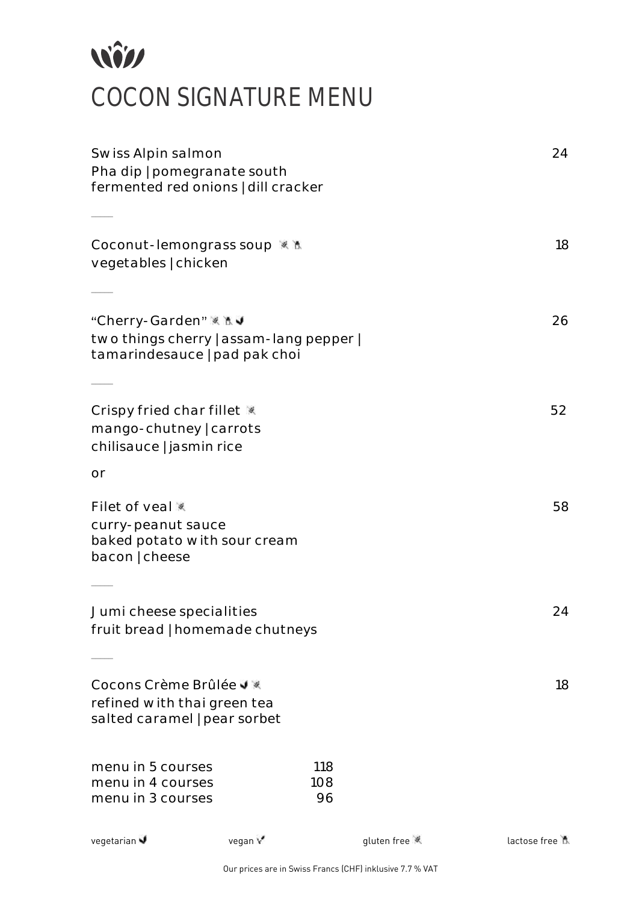# COCON SIGNATURE MENU

**Swiss Alpin salmon** 24
Pha dip | pomegranate south
fermented red onions | dill cracker

---

**Coconut-lemongrass soup** (gluten free, lactose free) 18
vegetables | chicken

---

**"Cherry-Garden"** (gluten free, lactose free, vegetarian) 26
two things cherry | assam-lang pepper |
tamarindesauce | pad pak choi

---

**Crispy fried char fillet** (gluten free) 52
mango-chutney | carrots
chilisauce | jasmin rice

or

**Filet of veal** (gluten free) 58
curry-peanut sauce
baked potato with sour cream
bacon | cheese

---

**Jumi cheese specialities** 24
fruit bread | homemade chutneys

---

**Cocons Crème Brûlée** (vegetarian, gluten free) 18
refined with thai green tea
salted caramel | pear sorbet

| | |
|---|---|
| menu in 5 courses | 118 |
| menu in 4 courses | 108 |
| menu in 3 courses | 96 |

vegetarian | vegan | gluten free | lactose free

Our prices are in Swiss Francs (CHF) inklusive 7.7 % VAT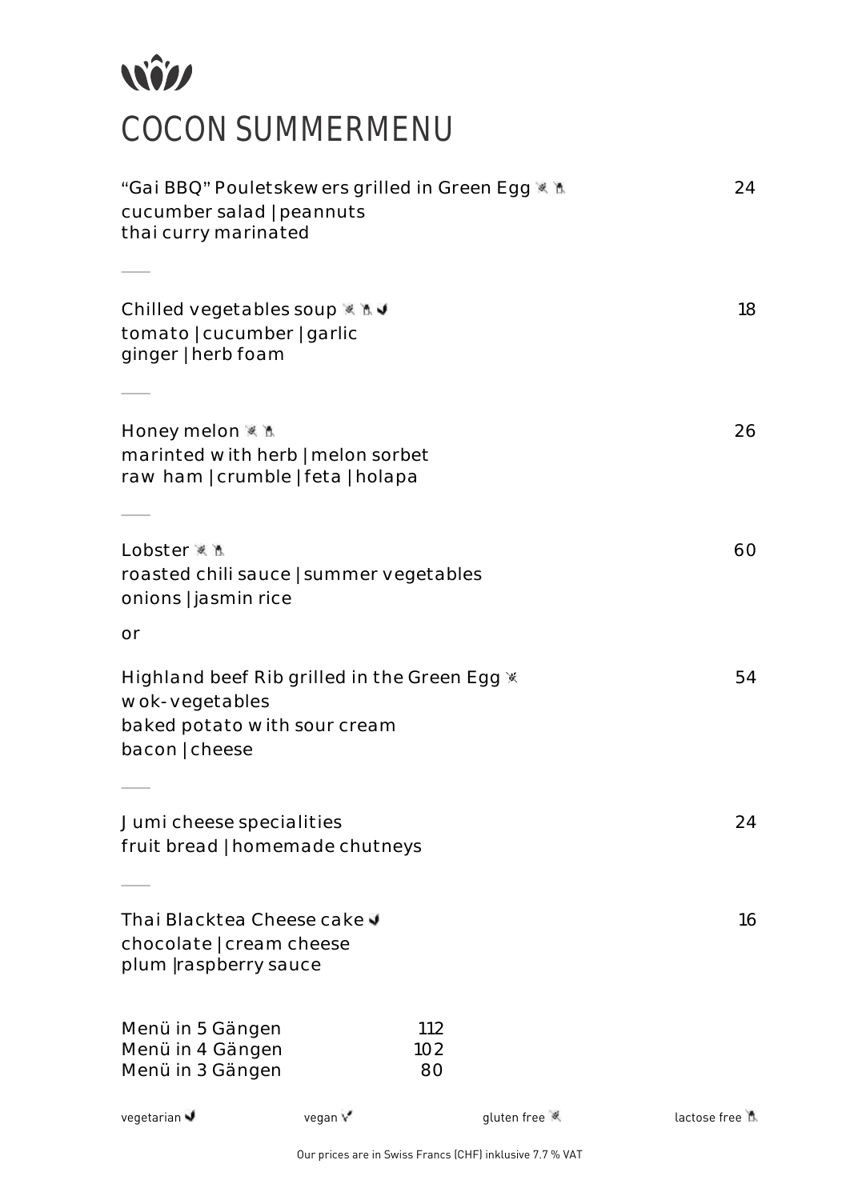# COCON SUMMERMENU

**"Gai BBQ" Pouletskewers grilled in Green Egg** (gluten free, lactose free) — 24
cucumber salad | peannuts
thai curry marinated

---

**Chilled vegetables soup** (gluten free, lactose free, vegetarian) — 18
tomato | cucumber | garlic
ginger | herb foam

---

**Honey melon** (gluten free, lactose free) — 26
marinted with herb | melon sorbet
raw ham | crumble | feta | holapa

---

**Lobster** (gluten free, lactose free) — 60
roasted chili sauce | summer vegetables
onions | jasmin rice

or

**Highland beef Rib grilled in the Green Egg** (gluten free) — 54
wok-vegetables
baked potato with sour cream
bacon | cheese

---

**Jumi cheese specialities** — 24
fruit bread | homemade chutneys

---

**Thai Blacktea Cheese cake** (vegetarian) — 16
chocolate | cream cheese
plum |raspberry sauce

| Menü | Preis |
| --- | --- |
| Menü in 5 Gängen | 112 |
| Menü in 4 Gängen | 102 |
| Menü in 3 Gängen | 80 |

vegetarian — vegan — gluten free — lactose free

Our prices are in Swiss Francs (CHF) inklusive 7.7 % VAT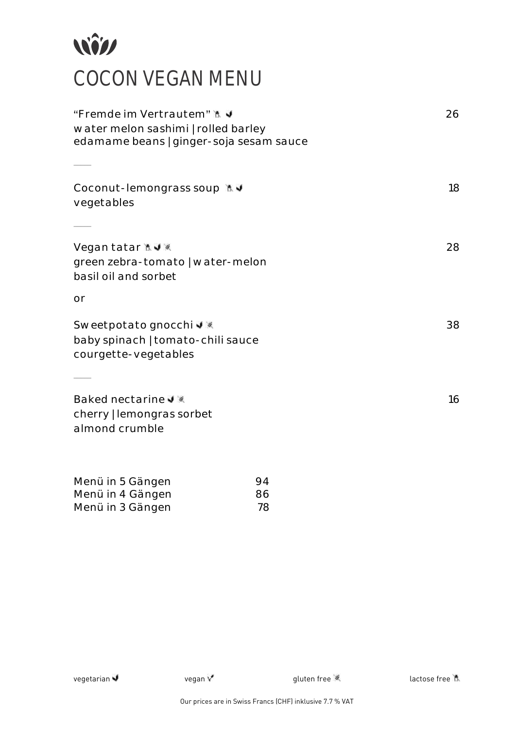# COCON VEGAN MENU

"Fremde im Vertrautem" 26
water melon sashimi | rolled barley
edamame beans | ginger-soja sesam sauce

---

Coconut-lemongrass soup 18
vegetables

---

Vegan tatar 28
green zebra-tomato | water-melon
basil oil and sorbet

or

Sweetpotato gnocchi 38
baby spinach | tomato-chili sauce
courgette-vegetables

---

Baked nectarine 16
cherry | lemongras sorbet
almond crumble

| | |
|---|---|
| Menü in 5 Gängen | 94 |
| Menü in 4 Gängen | 86 |
| Menü in 3 Gängen | 78 |

vegetarian vegan gluten free lactose free

Our prices are in Swiss Francs (CHF) inklusive 7.7 % VAT